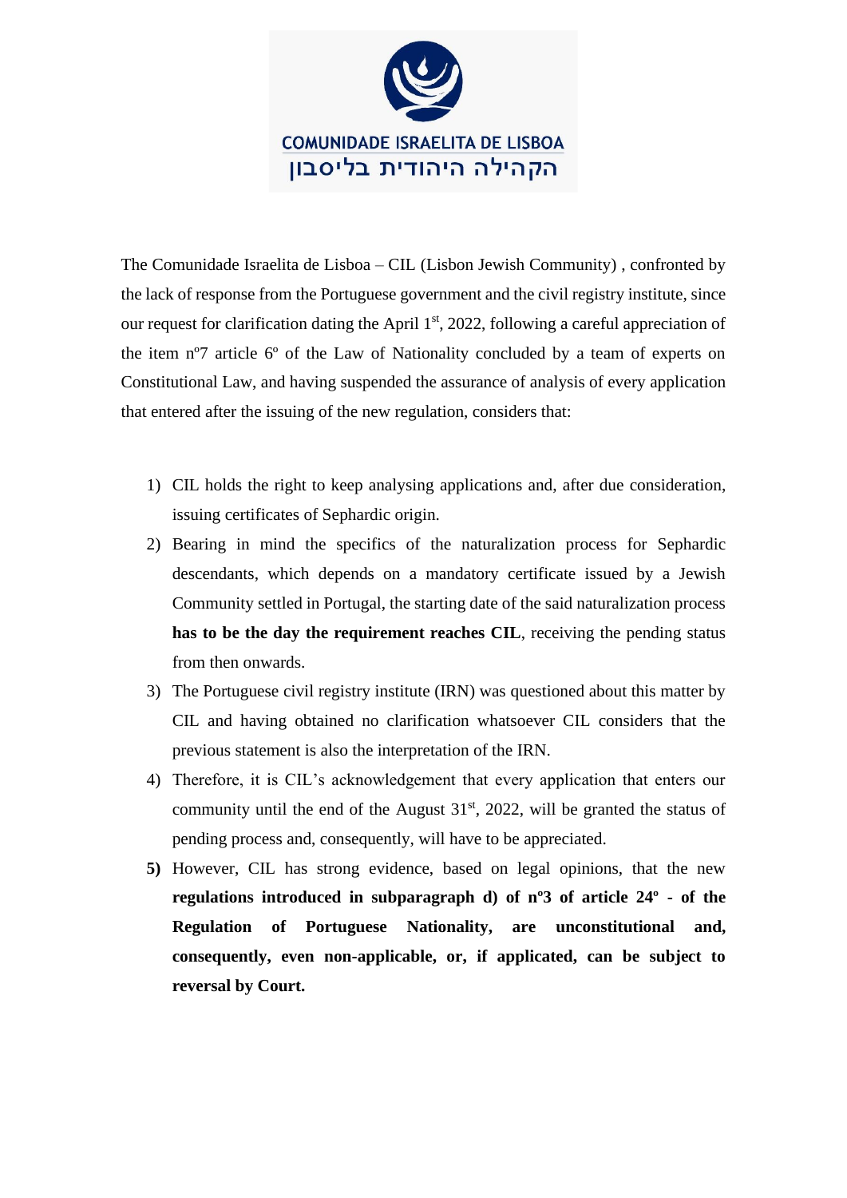COMUNIDADE ISRAELITA DE LISBOA

הקהילה היהודית בליסבון

The Comunidade Israelita de Lisboa – CIL (Lisbon Jewish Community) , confronted by the lack of response from the Portuguese government and the civil registry institute, since our request for clarification dating the April 1st, 2022, following a careful appreciation of the item nº7 article 6º of the Law of Nationality concluded by a team of experts on Constitutional Law, and having suspended the assurance of analysis of every application that entered after the issuing of the new regulation, considers that:

1) CIL holds the right to keep analysing applications and, after due consideration, issuing certificates of Sephardic origin.
2) Bearing in mind the specifics of the naturalization process for Sephardic descendants, which depends on a mandatory certificate issued by a Jewish Community settled in Portugal, the starting date of the said naturalization process **has to be the day the requirement reaches CIL**, receiving the pending status from then onwards.
3) The Portuguese civil registry institute (IRN) was questioned about this matter by CIL and having obtained no clarification whatsoever CIL considers that the previous statement is also the interpretation of the IRN.
4) Therefore, it is CIL's acknowledgement that every application that enters our community until the end of the August 31st, 2022, will be granted the status of pending process and, consequently, will have to be appreciated.
5) However, CIL has strong evidence, based on legal opinions, that the new **regulations introduced in subparagraph d) of nº3 of article 24º - of the Regulation of Portuguese Nationality, are unconstitutional and, consequently, even non-applicable, or, if applicated, can be subject to reversal by Court.**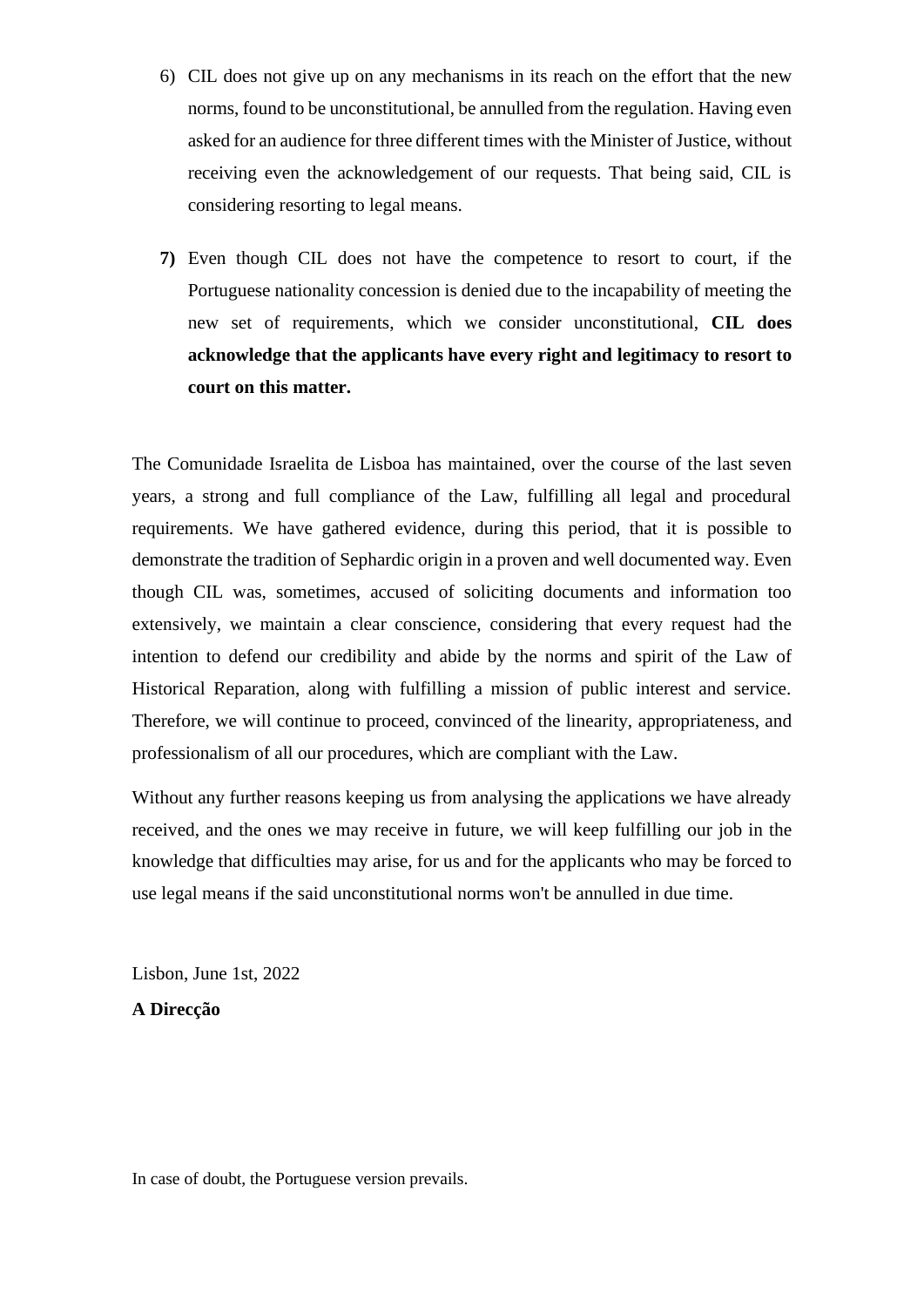6) CIL does not give up on any mechanisms in its reach on the effort that the new norms, found to be unconstitutional, be annulled from the regulation. Having even asked for an audience for three different times with the Minister of Justice, without receiving even the acknowledgement of our requests. That being said, CIL is considering resorting to legal means.

**7)** Even though CIL does not have the competence to resort to court, if the Portuguese nationality concession is denied due to the incapability of meeting the new set of requirements, which we consider unconstitutional, **CIL does acknowledge that the applicants have every right and legitimacy to resort to court on this matter.**

The Comunidade Israelita de Lisboa has maintained, over the course of the last seven years, a strong and full compliance of the Law, fulfilling all legal and procedural requirements. We have gathered evidence, during this period, that it is possible to demonstrate the tradition of Sephardic origin in a proven and well documented way. Even though CIL was, sometimes, accused of soliciting documents and information too extensively, we maintain a clear conscience, considering that every request had the intention to defend our credibility and abide by the norms and spirit of the Law of Historical Reparation, along with fulfilling a mission of public interest and service. Therefore, we will continue to proceed, convinced of the linearity, appropriateness, and professionalism of all our procedures, which are compliant with the Law.

Without any further reasons keeping us from analysing the applications we have already received, and the ones we may receive in future, we will keep fulfilling our job in the knowledge that difficulties may arise, for us and for the applicants who may be forced to use legal means if the said unconstitutional norms won't be annulled in due time.

Lisbon, June 1st, 2022

**A Direcção**

In case of doubt, the Portuguese version prevails.